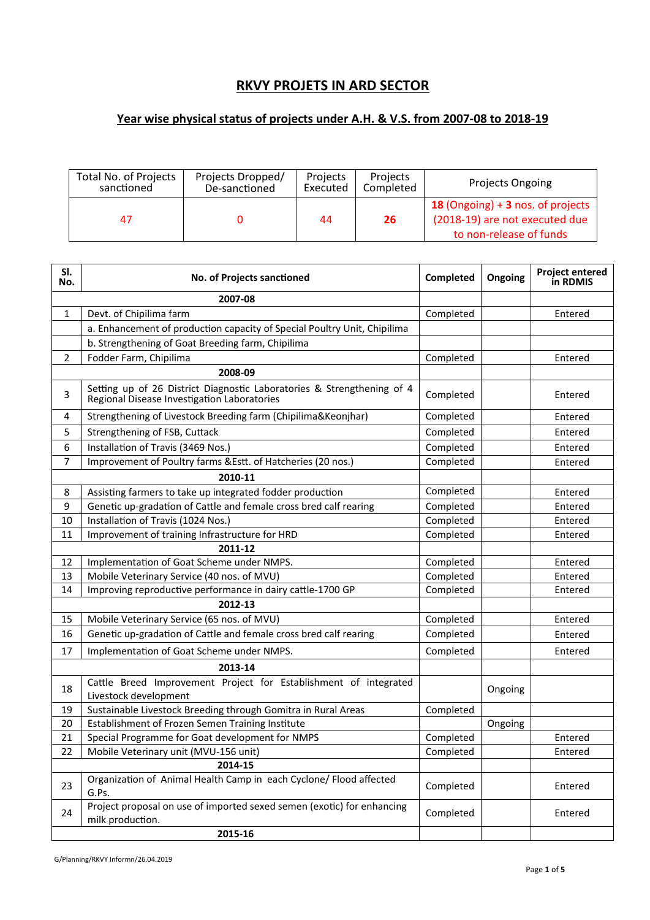# RKVY PROJETS IN ARD SECTOR

## Year wise physical status of projects under A.H. & V.S. from 2007-08 to 2018-19

| Total No. of Projects sanctioned | Projects Dropped/ De-sanctioned | Projects Executed | Projects Completed | Projects Ongoing |
|---|---|---|---|---|
| 47 | 0 | 44 | **26** | **18** (Ongoing) + **3** nos. of projects (2018-19) are not executed due to non-release of funds |

| Sl. No. | No. of Projects sanctioned | Completed | Ongoing | Project entered in RDMIS |
|---|---|---|---|---|
| | **2007-08** | | | |
| 1 | Devt. of Chipilima farm | Completed | | Entered |
| | a. Enhancement of production capacity of Special Poultry Unit, Chipilima | | | |
| | b. Strengthening of Goat Breeding farm, Chipilima | | | |
| 2 | Fodder Farm, Chipilima | Completed | | Entered |
| | **2008-09** | | | |
| 3 | Setting up of 26 District Diagnostic Laboratories & Strengthening of 4 Regional Disease Investigation Laboratories | Completed | | Entered |
| 4 | Strengthening of Livestock Breeding farm (Chipilima&Keonjhar) | Completed | | Entered |
| 5 | Strengthening of FSB, Cuttack | Completed | | Entered |
| 6 | Installation of Travis (3469 Nos.) | Completed | | Entered |
| 7 | Improvement of Poultry farms &Estt. of Hatcheries (20 nos.) | Completed | | Entered |
| | **2010-11** | | | |
| 8 | Assisting farmers to take up integrated fodder production | Completed | | Entered |
| 9 | Genetic up-gradation of Cattle and female cross bred calf rearing | Completed | | Entered |
| 10 | Installation of Travis (1024 Nos.) | Completed | | Entered |
| 11 | Improvement of training Infrastructure for HRD | Completed | | Entered |
| | **2011-12** | | | |
| 12 | Implementation of Goat Scheme under NMPS. | Completed | | Entered |
| 13 | Mobile Veterinary Service (40 nos. of MVU) | Completed | | Entered |
| 14 | Improving reproductive performance in dairy cattle-1700 GP | Completed | | Entered |
| | **2012-13** | | | |
| 15 | Mobile Veterinary Service (65 nos. of MVU) | Completed | | Entered |
| 16 | Genetic up-gradation of Cattle and female cross bred calf rearing | Completed | | Entered |
| 17 | Implementation of Goat Scheme under NMPS. | Completed | | Entered |
| | **2013-14** | | | |
| 18 | Cattle Breed Improvement Project for Establishment of integrated Livestock development | | Ongoing | |
| 19 | Sustainable Livestock Breeding through Gomitra in Rural Areas | Completed | | |
| 20 | Establishment of Frozen Semen Training Institute | | Ongoing | |
| 21 | Special Programme for Goat development for NMPS | Completed | | Entered |
| 22 | Mobile Veterinary unit (MVU-156 unit) | Completed | | Entered |
| | **2014-15** | | | |
| 23 | Organization of Animal Health Camp in each Cyclone/ Flood affected G.Ps. | Completed | | Entered |
| 24 | Project proposal on use of imported sexed semen (exotic) for enhancing milk production. | Completed | | Entered |
| | **2015-16** | | | |

G/Planning/RKVY Informn/26.04.2019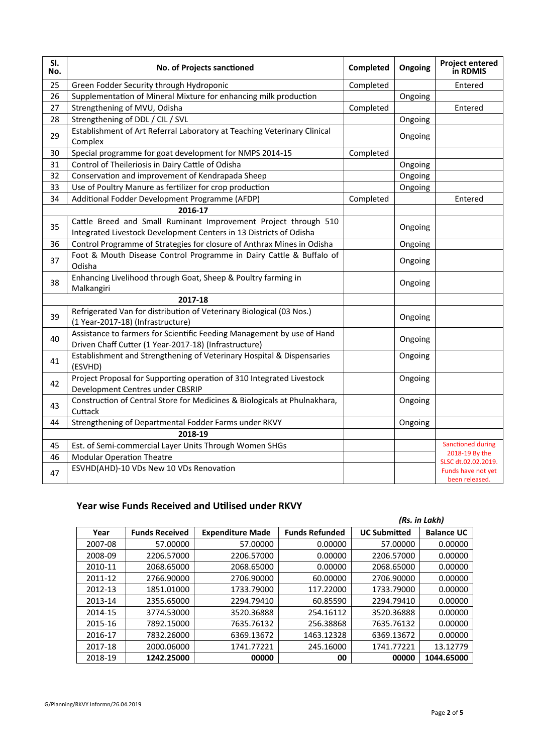| Sl. No. | No. of Projects sanctioned | Completed | Ongoing | Project entered in RDMIS |
|---|---|---|---|---|
| 25 | Green Fodder Security through Hydroponic | Completed | | Entered |
| 26 | Supplementation of Mineral Mixture for enhancing milk production | | Ongoing | |
| 27 | Strengthening of MVU, Odisha | Completed | | Entered |
| 28 | Strengthening of DDL / CIL / SVL | | Ongoing | |
| 29 | Establishment of Art Referral Laboratory at Teaching Veterinary Clinical Complex | | Ongoing | |
| 30 | Special programme for goat development for NMPS 2014-15 | Completed | | |
| 31 | Control of Theileriosis in Dairy Cattle of Odisha | | Ongoing | |
| 32 | Conservation and improvement of Kendrapada Sheep | | Ongoing | |
| 33 | Use of Poultry Manure as fertilizer for crop production | | Ongoing | |
| 34 | Additional Fodder Development Programme (AFDP) | Completed | | Entered |
| | **2016-17** | | | |
| 35 | Cattle Breed and Small Ruminant Improvement Project through 510 Integrated Livestock Development Centers in 13 Districts of Odisha | | Ongoing | |
| 36 | Control Programme of Strategies for closure of Anthrax Mines in Odisha | | Ongoing | |
| 37 | Foot & Mouth Disease Control Programme in Dairy Cattle & Buffalo of Odisha | | Ongoing | |
| 38 | Enhancing Livelihood through Goat, Sheep & Poultry farming in Malkangiri | | Ongoing | |
| | **2017-18** | | | |
| 39 | Refrigerated Van for distribution of Veterinary Biological (03 Nos.) (1 Year-2017-18) (Infrastructure) | | Ongoing | |
| 40 | Assistance to farmers for Scientific Feeding Management by use of Hand Driven Chaff Cutter (1 Year-2017-18) (Infrastructure) | | Ongoing | |
| 41 | Establishment and Strengthening of Veterinary Hospital & Dispensaries (ESVHD) | | Ongoing | |
| 42 | Project Proposal for Supporting operation of 310 Integrated Livestock Development Centres under CBSRIP | | Ongoing | |
| 43 | Construction of Central Store for Medicines & Biologicals at Phulnakhara, Cuttack | | Ongoing | |
| 44 | Strengthening of Departmental Fodder Farms under RKVY | | Ongoing | |
| | **2018-19** | | | |
| 45 | Est. of Semi-commercial Layer Units Through Women SHGs | | | Sanctioned during 2018-19 By the SLSC dt.02.02.2019. Funds have not yet been released. |
| 46 | Modular Operation Theatre | | | |
| 47 | ESVHD(AHD)-10 VDs New 10 VDs Renovation | | | |

## Year wise Funds Received and Utilised under RKVY

*(Rs. in Lakh)*

| Year | Funds Received | Expenditure Made | Funds Refunded | UC Submitted | Balance UC |
|---|---|---|---|---|---|
| 2007-08 | 57.00000 | 57.00000 | 0.00000 | 57.00000 | 0.00000 |
| 2008-09 | 2206.57000 | 2206.57000 | 0.00000 | 2206.57000 | 0.00000 |
| 2010-11 | 2068.65000 | 2068.65000 | 0.00000 | 2068.65000 | 0.00000 |
| 2011-12 | 2766.90000 | 2706.90000 | 60.00000 | 2706.90000 | 0.00000 |
| 2012-13 | 1851.01000 | 1733.79000 | 117.22000 | 1733.79000 | 0.00000 |
| 2013-14 | 2355.65000 | 2294.79410 | 60.85590 | 2294.79410 | 0.00000 |
| 2014-15 | 3774.53000 | 3520.36888 | 254.16112 | 3520.36888 | 0.00000 |
| 2015-16 | 7892.15000 | 7635.76132 | 256.38868 | 7635.76132 | 0.00000 |
| 2016-17 | 7832.26000 | 6369.13672 | 1463.12328 | 6369.13672 | 0.00000 |
| 2017-18 | 2000.06000 | 1741.77221 | 245.16000 | 1741.77221 | 13.12779 |
| 2018-19 | **1242.25000** | **00000** | **00** | **00000** | **1044.65000** |

G/Planning/RKVY Informn/26.04.2019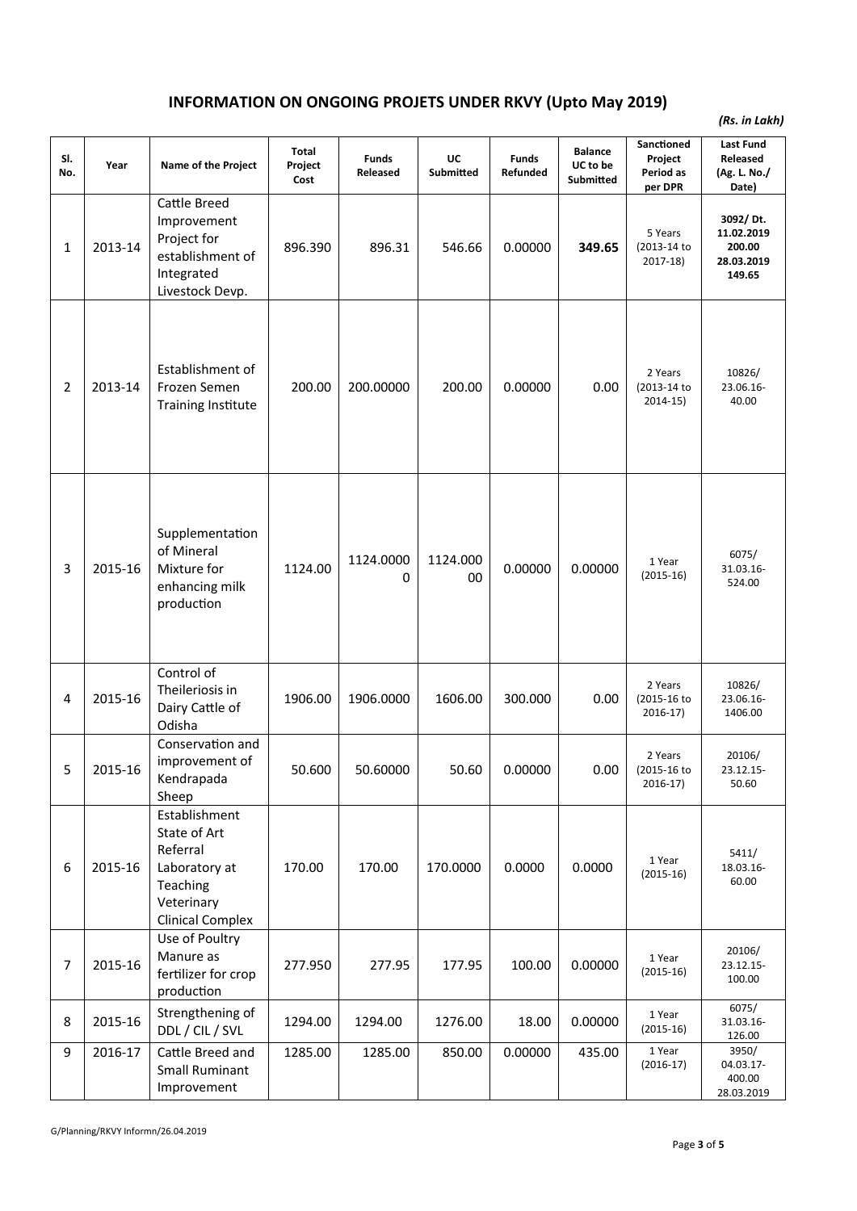## INFORMATION ON ONGOING PROJETS UNDER RKVY (Upto May 2019)

*(Rs. in Lakh)*

| Sl. No. | Year | Name of the Project | Total Project Cost | Funds Released | UC Submitted | Funds Refunded | Balance UC to be Submitted | Sanctioned Project Period as per DPR | Last Fund Released (Ag. L. No./ Date) |
|---|---|---|---|---|---|---|---|---|---|
| 1 | 2013-14 | Cattle Breed Improvement Project for establishment of Integrated Livestock Devp. | 896.390 | 896.31 | 546.66 | 0.00000 | **349.65** | 5 Years (2013-14 to 2017-18) | **3092/ Dt. 11.02.2019 200.00 28.03.2019 149.65** |
| 2 | 2013-14 | Establishment of Frozen Semen Training Institute | 200.00 | 200.00000 | 200.00 | 0.00000 | 0.00 | 2 Years (2013-14 to 2014-15) | 10826/ 23.06.16- 40.00 |
| 3 | 2015-16 | Supplementation of Mineral Mixture for enhancing milk production | 1124.00 | 1124.00000 | 1124.00000 | 0.00000 | 0.00000 | 1 Year (2015-16) | 6075/ 31.03.16- 524.00 |
| 4 | 2015-16 | Control of Theileriosis in Dairy Cattle of Odisha | 1906.00 | 1906.0000 | 1606.00 | 300.000 | 0.00 | 2 Years (2015-16 to 2016-17) | 10826/ 23.06.16- 1406.00 |
| 5 | 2015-16 | Conservation and improvement of Kendrapada Sheep | 50.600 | 50.60000 | 50.60 | 0.00000 | 0.00 | 2 Years (2015-16 to 2016-17) | 20106/ 23.12.15- 50.60 |
| 6 | 2015-16 | Establishment State of Art Referral Laboratory at Teaching Veterinary Clinical Complex | 170.00 | 170.00 | 170.0000 | 0.0000 | 0.0000 | 1 Year (2015-16) | 5411/ 18.03.16- 60.00 |
| 7 | 2015-16 | Use of Poultry Manure as fertilizer for crop production | 277.950 | 277.95 | 177.95 | 100.00 | 0.00000 | 1 Year (2015-16) | 20106/ 23.12.15- 100.00 |
| 8 | 2015-16 | Strengthening of DDL / CIL / SVL | 1294.00 | 1294.00 | 1276.00 | 18.00 | 0.00000 | 1 Year (2015-16) | 6075/ 31.03.16- 126.00 |
| 9 | 2016-17 | Cattle Breed and Small Ruminant Improvement | 1285.00 | 1285.00 | 850.00 | 0.00000 | 435.00 | 1 Year (2016-17) | 3950/ 04.03.17- 400.00 28.03.2019 |

G/Planning/RKVY Informn/26.04.2019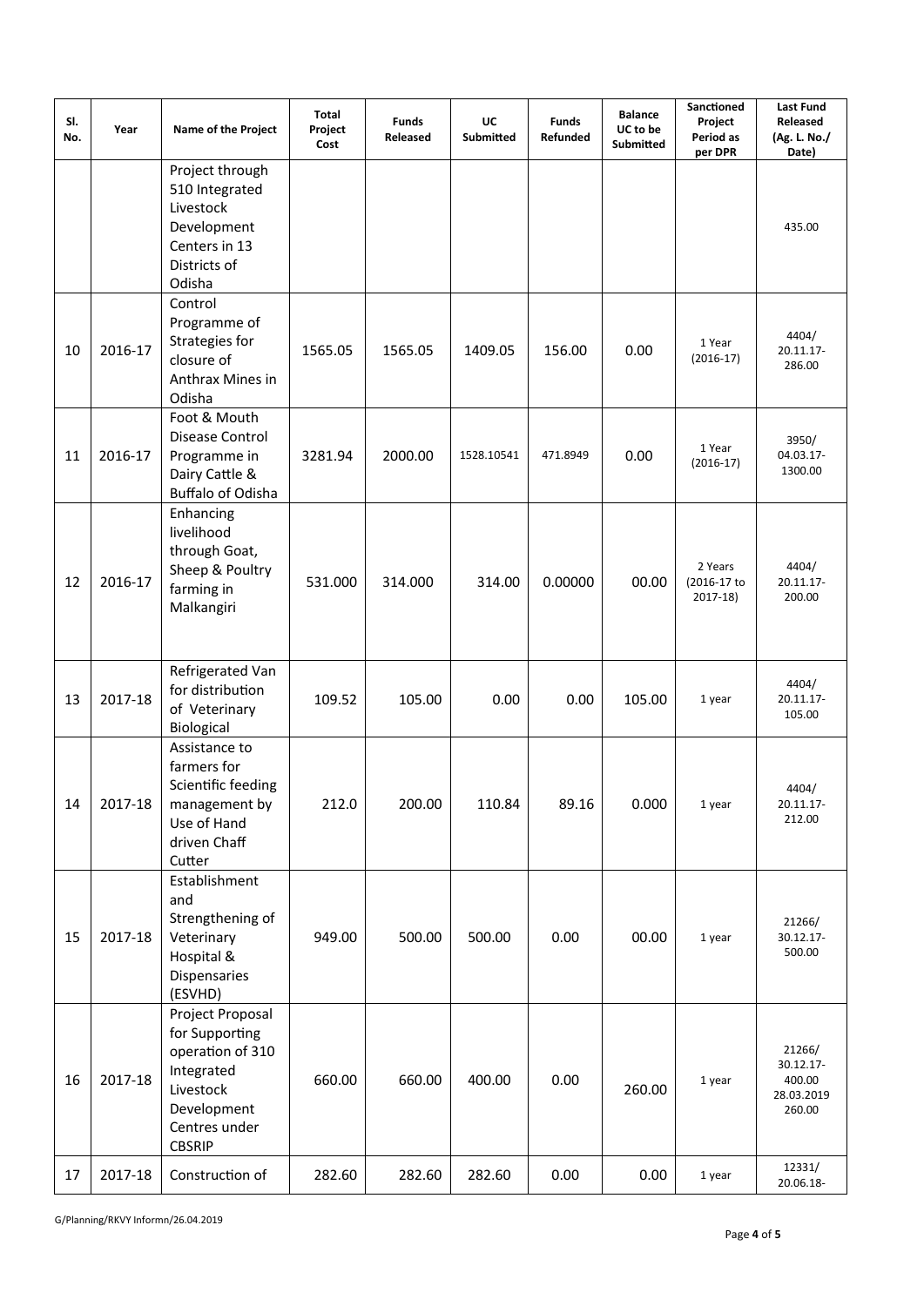| Sl. No. | Year | Name of the Project | Total Project Cost | Funds Released | UC Submitted | Funds Refunded | Balance UC to be Submitted | Sanctioned Project Period as per DPR | Last Fund Released (Ag. L. No./ Date) |
|---|---|---|---|---|---|---|---|---|---|
| | | Project through 510 Integrated Livestock Development Centers in 13 Districts of Odisha | | | | | | | 435.00 |
| 10 | 2016-17 | Control Programme of Strategies for closure of Anthrax Mines in Odisha | 1565.05 | 1565.05 | 1409.05 | 156.00 | 0.00 | 1 Year (2016-17) | 4404/ 20.11.17- 286.00 |
| 11 | 2016-17 | Foot & Mouth Disease Control Programme in Dairy Cattle & Buffalo of Odisha | 3281.94 | 2000.00 | 1528.10541 | 471.8949 | 0.00 | 1 Year (2016-17) | 3950/ 04.03.17- 1300.00 |
| 12 | 2016-17 | Enhancing livelihood through Goat, Sheep & Poultry farming in Malkangiri | 531.000 | 314.000 | 314.00 | 0.00000 | 00.00 | 2 Years (2016-17 to 2017-18) | 4404/ 20.11.17- 200.00 |
| 13 | 2017-18 | Refrigerated Van for distribution of Veterinary Biological | 109.52 | 105.00 | 0.00 | 0.00 | 105.00 | 1 year | 4404/ 20.11.17- 105.00 |
| 14 | 2017-18 | Assistance to farmers for Scientific feeding management by Use of Hand driven Chaff Cutter | 212.0 | 200.00 | 110.84 | 89.16 | 0.000 | 1 year | 4404/ 20.11.17- 212.00 |
| 15 | 2017-18 | Establishment and Strengthening of Veterinary Hospital & Dispensaries (ESVHD) | 949.00 | 500.00 | 500.00 | 0.00 | 00.00 | 1 year | 21266/ 30.12.17- 500.00 |
| 16 | 2017-18 | Project Proposal for Supporting operation of 310 Integrated Livestock Development Centres under CBSRIP | 660.00 | 660.00 | 400.00 | 0.00 | 260.00 | 1 year | 21266/ 30.12.17- 400.00 28.03.2019 260.00 |
| 17 | 2017-18 | Construction of | 282.60 | 282.60 | 282.60 | 0.00 | 0.00 | 1 year | 12331/ 20.06.18- |

G/Planning/RKVY Informn/26.04.2019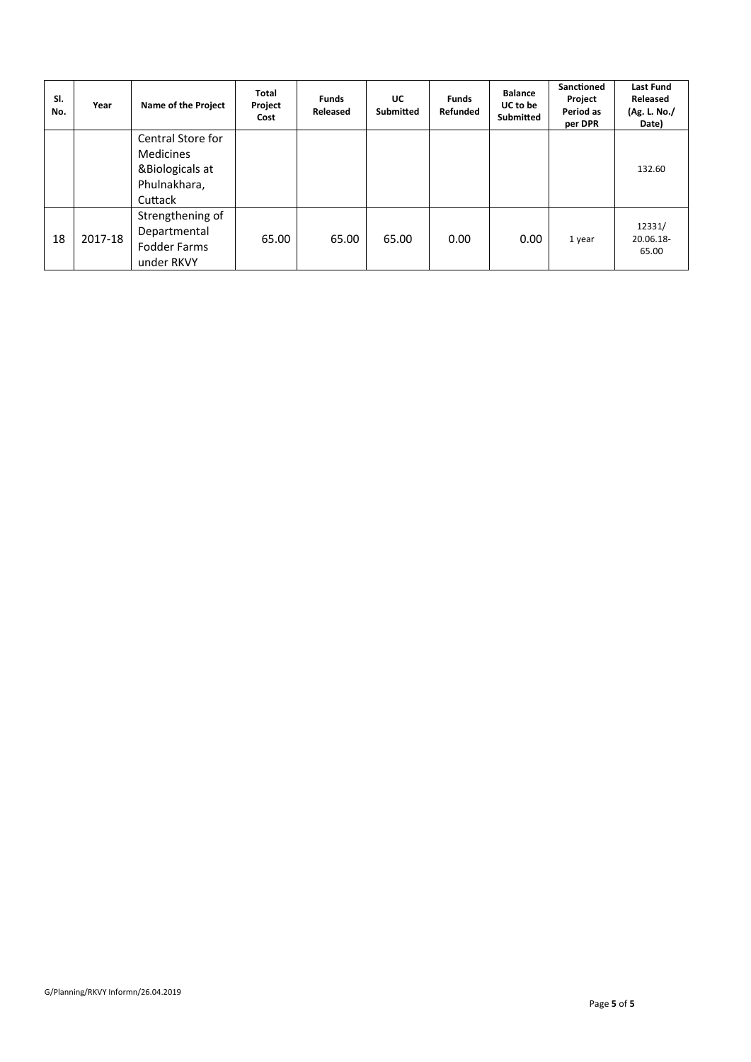| Sl. No. | Year | Name of the Project | Total Project Cost | Funds Released | UC Submitted | Funds Refunded | Balance UC to be Submitted | Sanctioned Project Period as per DPR | Last Fund Released (Ag. L. No./ Date) |
|---|---|---|---|---|---|---|---|---|---|
| | | Central Store for Medicines &Biologicals at Phulnakhara, Cuttack | | | | | | | 132.60 |
| 18 | 2017-18 | Strengthening of Departmental Fodder Farms under RKVY | 65.00 | 65.00 | 65.00 | 0.00 | 0.00 | 1 year | 12331/ 20.06.18- 65.00 |

G/Planning/RKVY Informn/26.04.2019